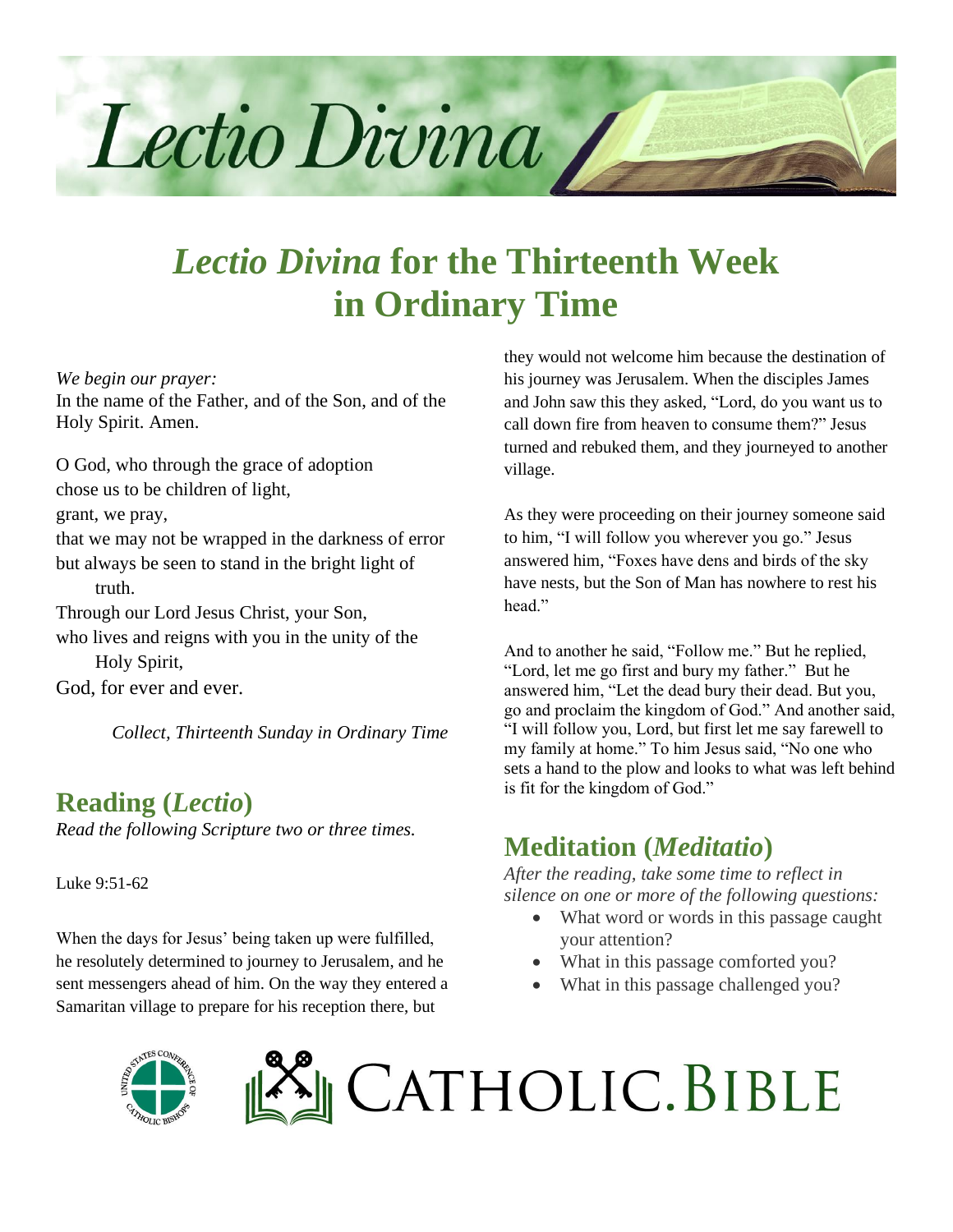# *Lectio Divina* for the Thirteenth Week in Ordinary Time

*We begin our prayer:*
In the name of the Father, and of the Son, and of the Holy Spirit. Amen.

O God, who through the grace of adoption
chose us to be children of light,
grant, we pray,
that we may not be wrapped in the darkness of error
but always be seen to stand in the bright light of truth.
Through our Lord Jesus Christ, your Son,
who lives and reigns with you in the unity of the Holy Spirit,
God, for ever and ever.

*Collect, Thirteenth Sunday in Ordinary Time*

## Reading (*Lectio*)

*Read the following Scripture two or three times.*

Luke 9:51-62

When the days for Jesus' being taken up were fulfilled, he resolutely determined to journey to Jerusalem, and he sent messengers ahead of him. On the way they entered a Samaritan village to prepare for his reception there, but they would not welcome him because the destination of his journey was Jerusalem. When the disciples James and John saw this they asked, "Lord, do you want us to call down fire from heaven to consume them?" Jesus turned and rebuked them, and they journeyed to another village.

As they were proceeding on their journey someone said to him, "I will follow you wherever you go." Jesus answered him, "Foxes have dens and birds of the sky have nests, but the Son of Man has nowhere to rest his head."

And to another he said, "Follow me." But he replied, "Lord, let me go first and bury my father." But he answered him, "Let the dead bury their dead. But you, go and proclaim the kingdom of God." And another said, "I will follow you, Lord, but first let me say farewell to my family at home." To him Jesus said, "No one who sets a hand to the plow and looks to what was left behind is fit for the kingdom of God."

## Meditation (*Meditatio*)

*After the reading, take some time to reflect in silence on one or more of the following questions:*

- What word or words in this passage caught your attention?
- What in this passage comforted you?
- What in this passage challenged you?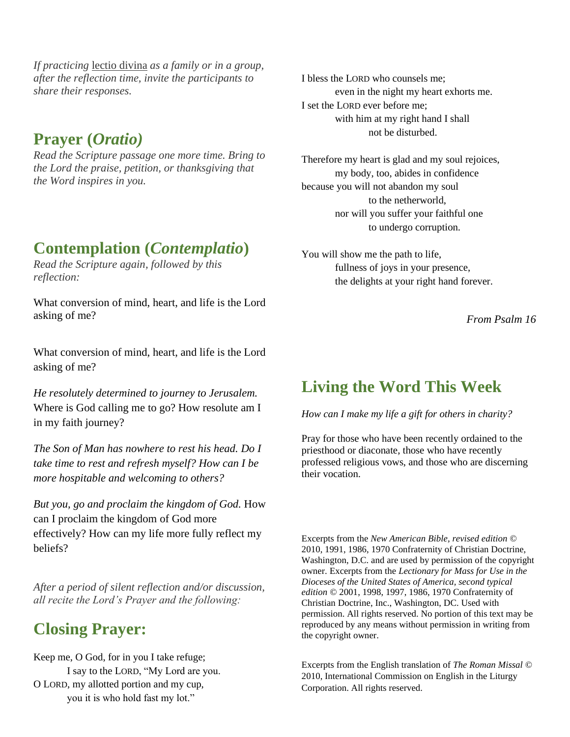*If practicing* lectio divina *as a family or in a group, after the reflection time, invite the participants to share their responses.*

## Prayer (*Oratio)*

*Read the Scripture passage one more time. Bring to the Lord the praise, petition, or thanksgiving that the Word inspires in you.*

## Contemplation (*Contemplatio*)

*Read the Scripture again, followed by this reflection:*

What conversion of mind, heart, and life is the Lord asking of me?

What conversion of mind, heart, and life is the Lord asking of me?

*He resolutely determined to journey to Jerusalem.* Where is God calling me to go? How resolute am I in my faith journey?

*The Son of Man has nowhere to rest his head. Do I take time to rest and refresh myself? How can I be more hospitable and welcoming to others?*

*But you, go and proclaim the kingdom of God.* How can I proclaim the kingdom of God more effectively? How can my life more fully reflect my beliefs?

*After a period of silent reflection and/or discussion, all recite the Lord's Prayer and the following:*

## Closing Prayer:

Keep me, O God, for in you I take refuge;  
I say to the LORD, "My Lord are you.  
O LORD, my allotted portion and my cup,  
you it is who hold fast my lot."

I bless the LORD who counsels me;  
even in the night my heart exhorts me.  
I set the LORD ever before me;  
with him at my right hand I shall not be disturbed.

Therefore my heart is glad and my soul rejoices,  
my body, too, abides in confidence  
because you will not abandon my soul  
to the netherworld,  
nor will you suffer your faithful one  
to undergo corruption.

You will show me the path to life,  
fullness of joys in your presence,  
the delights at your right hand forever.

*From Psalm 16*

## Living the Word This Week

*How can I make my life a gift for others in charity?*

Pray for those who have been recently ordained to the priesthood or diaconate, those who have recently professed religious vows, and those who are discerning their vocation.

Excerpts from the *New American Bible, revised edition* © 2010, 1991, 1986, 1970 Confraternity of Christian Doctrine, Washington, D.C. and are used by permission of the copyright owner. Excerpts from the *Lectionary for Mass for Use in the Dioceses of the United States of America, second typical edition* © 2001, 1998, 1997, 1986, 1970 Confraternity of Christian Doctrine, Inc., Washington, DC. Used with permission. All rights reserved. No portion of this text may be reproduced by any means without permission in writing from the copyright owner.

Excerpts from the English translation of *The Roman Missal* © 2010, International Commission on English in the Liturgy Corporation. All rights reserved.